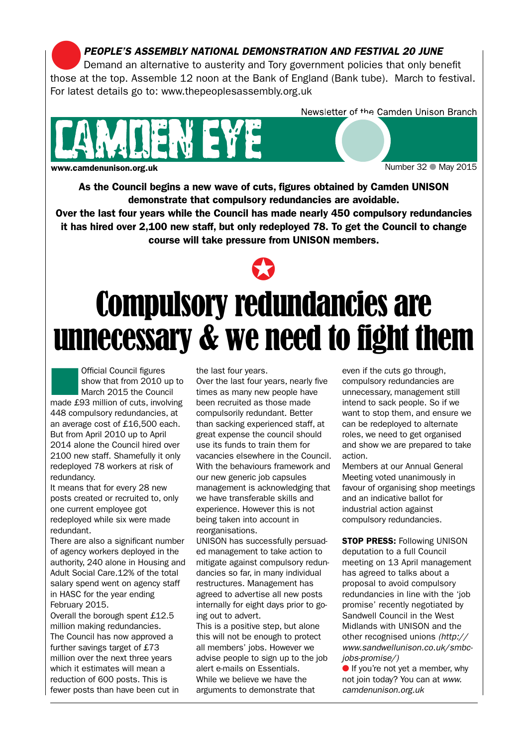***PEOPLE'S ASSEMBLY NATIONAL DEMONSTRATION AND FESTIVAL 20 JUNE***
Demand an alternative to austerity and Tory government policies that only benefit those at the top. Assemble 12 noon at the Bank of England (Bank tube). March to festival. For latest details go to: www.thepeoplesassembly.org.uk

Newsletter of the Camden Unison Branch

# CAMDEN EYE

**www.camdenunison.org.uk**

Number 32 ● May 2015

**As the Council begins a new wave of cuts, figures obtained by Camden UNISON demonstrate that compulsory redundancies are avoidable.**
**Over the last four years while the Council has made nearly 450 compulsory redundancies it has hired over 2,100 new staff, but only redeployed 78. To get the Council to change course will take pressure from UNISON members.**

# Compulsory redundancies are unnecessary & we need to fight them

Official Council figures show that from 2010 up to March 2015 the Council made £93 million of cuts, involving 448 compulsory redundancies, at an average cost of £16,500 each. But from April 2010 up to April 2014 alone the Council hired over 2100 new staff. Shamefully it only redeployed 78 workers at risk of redundancy.

It means that for every 28 new posts created or recruited to, only one current employee got redeployed while six were made redundant.

There are also a significant number of agency workers deployed in the authority, 240 alone in Housing and Adult Social Care.12% of the total salary spend went on agency staff in HASC for the year ending February 2015.

Overall the borough spent £12.5 million making redundancies.

The Council has now approved a further savings target of £73 million over the next three years which it estimates will mean a reduction of 600 posts. This is fewer posts than have been cut in the last four years.

Over the last four years, nearly five times as many new people have been recruited as those made compulsorily redundant. Better than sacking experienced staff, at great expense the council should use its funds to train them for vacancies elsewhere in the Council. With the behaviours framework and our new generic job capsules management is acknowledging that we have transferable skills and experience. However this is not being taken into account in reorganisations.

UNISON has successfully persuaded management to take action to mitigate against compulsory redundancies so far, in many individual restructures. Management has agreed to advertise all new posts internally for eight days prior to going out to advert.

This is a positive step, but alone this will not be enough to protect all members' jobs. However we advise people to sign up to the job alert e-mails on Essentials.

While we believe we have the arguments to demonstrate that even if the cuts go through, compulsory redundancies are unnecessary, management still intend to sack people. So if we want to stop them, and ensure we can be redeployed to alternate roles, we need to get organised and show we are prepared to take action.

Members at our Annual General Meeting voted unanimously in favour of organising shop meetings and an indicative ballot for industrial action against compulsory redundancies.

**STOP PRESS:** Following UNISON deputation to a full Council meeting on 13 April management has agreed to talks about a proposal to avoid compulsory redundancies in line with the 'job promise' recently negotiated by Sandwell Council in the West Midlands with UNISON and the other recognised unions *(http://www.sandwellunison.co.uk/smbc-jobs-promise/)*

● If you're not yet a member, why not join today? You can at *www.camdenunison.org.uk*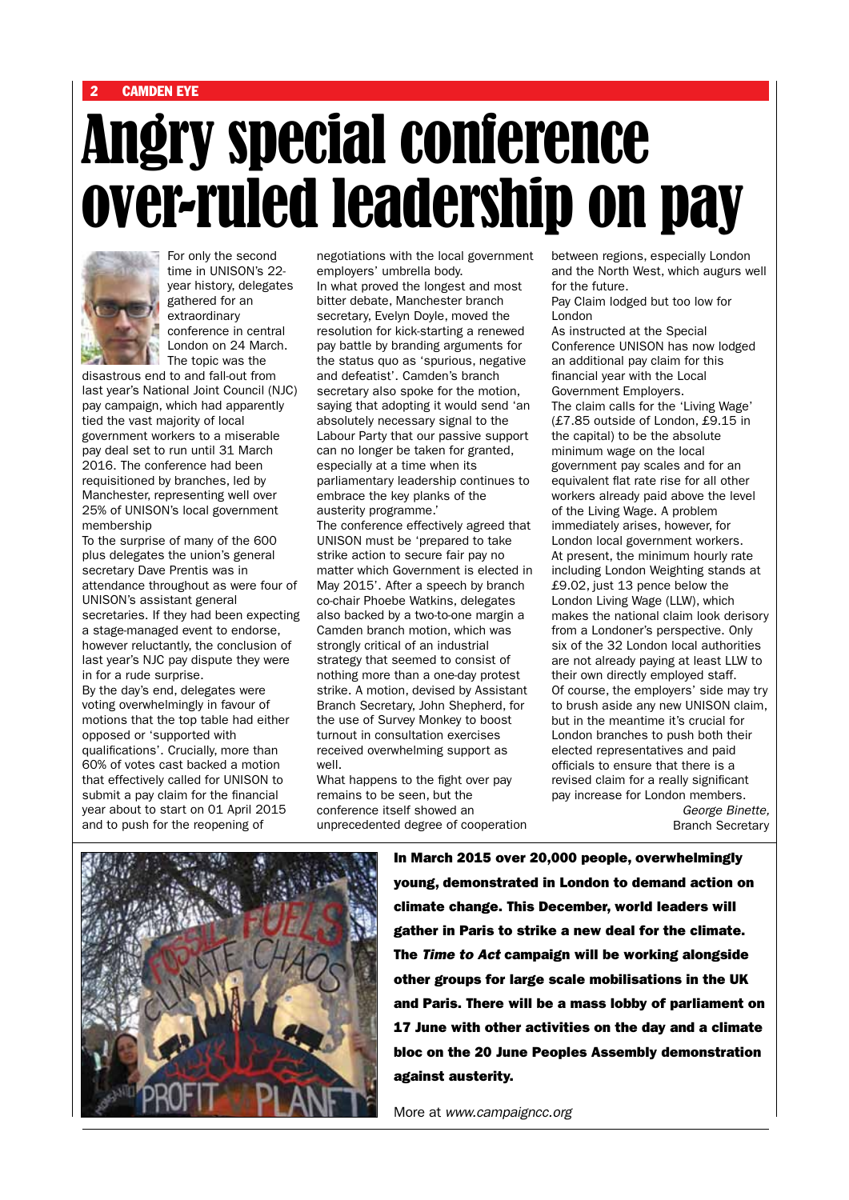# Angry special conference over-ruled leadership on pay

For only the second time in UNISON's 22-year history, delegates gathered for an extraordinary conference in central London on 24 March. The topic was the disastrous end to and fall-out from last year's National Joint Council (NJC) pay campaign, which had apparently tied the vast majority of local government workers to a miserable pay deal set to run until 31 March 2016. The conference had been requisitioned by branches, led by Manchester, representing well over 25% of UNISON's local government membership

To the surprise of many of the 600 plus delegates the union's general secretary Dave Prentis was in attendance throughout as were four of UNISON's assistant general secretaries. If they had been expecting a stage-managed event to endorse, however reluctantly, the conclusion of last year's NJC pay dispute they were in for a rude surprise.

By the day's end, delegates were voting overwhelmingly in favour of motions that the top table had either opposed or 'supported with qualifications'. Crucially, more than 60% of votes cast backed a motion that effectively called for UNISON to submit a pay claim for the financial year about to start on 01 April 2015 and to push for the reopening of negotiations with the local government employers' umbrella body.

In what proved the longest and most bitter debate, Manchester branch secretary, Evelyn Doyle, moved the resolution for kick-starting a renewed pay battle by branding arguments for the status quo as 'spurious, negative and defeatist'. Camden's branch secretary also spoke for the motion, saying that adopting it would send 'an absolutely necessary signal to the Labour Party that our passive support can no longer be taken for granted, especially at a time when its parliamentary leadership continues to embrace the key planks of the austerity programme.'

The conference effectively agreed that UNISON must be 'prepared to take strike action to secure fair pay no matter which Government is elected in May 2015'. After a speech by branch co-chair Phoebe Watkins, delegates also backed by a two-to-one margin a Camden branch motion, which was strongly critical of an industrial strategy that seemed to consist of nothing more than a one-day protest strike. A motion, devised by Assistant Branch Secretary, John Shepherd, for the use of Survey Monkey to boost turnout in consultation exercises received overwhelming support as well.

What happens to the fight over pay remains to be seen, but the conference itself showed an unprecedented degree of cooperation between regions, especially London and the North West, which augurs well for the future.

Pay Claim lodged but too low for London

As instructed at the Special Conference UNISON has now lodged an additional pay claim for this financial year with the Local Government Employers.

The claim calls for the 'Living Wage' (£7.85 outside of London, £9.15 in the capital) to be the absolute minimum wage on the local government pay scales and for an equivalent flat rate rise for all other workers already paid above the level of the Living Wage. A problem immediately arises, however, for London local government workers.

At present, the minimum hourly rate including London Weighting stands at £9.02, just 13 pence below the London Living Wage (LLW), which makes the national claim look derisory from a Londoner's perspective. Only six of the 32 London local authorities are not already paying at least LLW to their own directly employed staff.

Of course, the employers' side may try to brush aside any new UNISON claim, but in the meantime it's crucial for London branches to push both their elected representatives and paid officials to ensure that there is a revised claim for a really significant pay increase for London members.

*George Binette,*
Branch Secretary

---

**In March 2015 over 20,000 people, overwhelmingly young, demonstrated in London to demand action on climate change. This December, world leaders will gather in Paris to strike a new deal for the climate. The *Time to Act* campaign will be working alongside other groups for large scale mobilisations in the UK and Paris. There will be a mass lobby of parliament on 17 June with other activities on the day and a climate bloc on the 20 June Peoples Assembly demonstration against austerity.**

More at *www.campaigncc.org*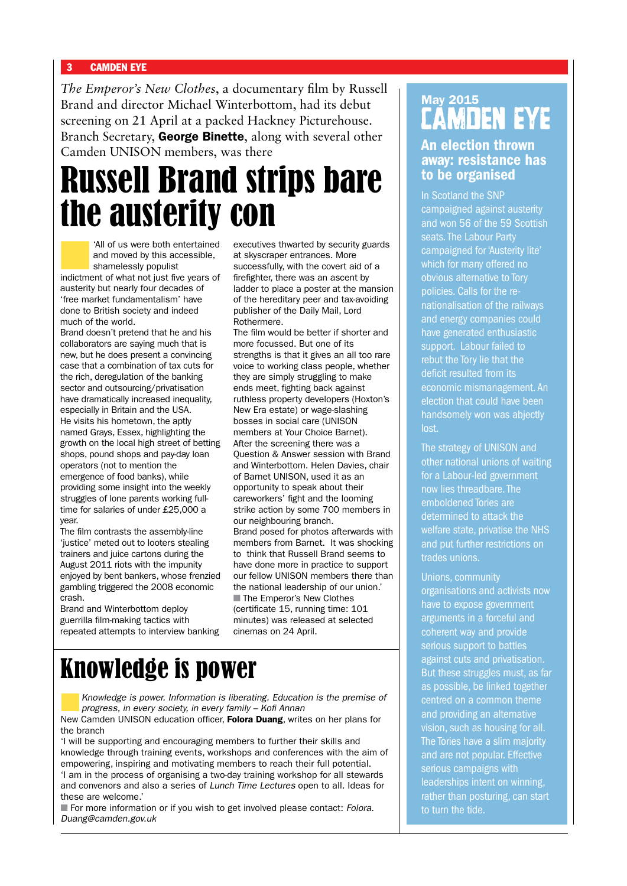*The Emperor's New Clothes*, a documentary film by Russell Brand and director Michael Winterbottom, had its debut screening on 21 April at a packed Hackney Picturehouse. Branch Secretary, **George Binette**, along with several other Camden UNISON members, was there

# Russell Brand strips bare the austerity con

'All of us were both entertained and moved by this accessible, shamelessly populist indictment of what not just five years of austerity but nearly four decades of 'free market fundamentalism' have done to British society and indeed much of the world.

Brand doesn't pretend that he and his collaborators are saying much that is new, but he does present a convincing case that a combination of tax cuts for the rich, deregulation of the banking sector and outsourcing/privatisation have dramatically increased inequality, especially in Britain and the USA.

He visits his hometown, the aptly named Grays, Essex, highlighting the growth on the local high street of betting shops, pound shops and pay-day loan operators (not to mention the emergence of food banks), while providing some insight into the weekly struggles of lone parents working full-time for salaries of under £25,000 a year.

The film contrasts the assembly-line 'justice' meted out to looters stealing trainers and juice cartons during the August 2011 riots with the impunity enjoyed by bent bankers, whose frenzied gambling triggered the 2008 economic crash.

Brand and Winterbottom deploy guerrilla film-making tactics with repeated attempts to interview banking executives thwarted by security guards at skyscraper entrances. More successfully, with the covert aid of a firefighter, there was an ascent by ladder to place a poster at the mansion of the hereditary peer and tax-avoiding publisher of the Daily Mail, Lord Rothermere.

The film would be better if shorter and more focussed. But one of its strengths is that it gives an all too rare voice to working class people, whether they are simply struggling to make ends meet, fighting back against ruthless property developers (Hoxton's New Era estate) or wage-slashing bosses in social care (UNISON members at Your Choice Barnet).

After the screening there was a Question & Answer session with Brand and Winterbottom. Helen Davies, chair of Barnet UNISON, used it as an opportunity to speak about their careworkers' fight and the looming strike action by some 700 members in our neighbouring branch.

Brand posed for photos afterwards with members from Barnet. It was shocking to think that Russell Brand seems to have done more in practice to support our fellow UNISON members there than the national leadership of our union.'

■ The Emperor's New Clothes (certificate 15, running time: 101 minutes) was released at selected cinemas on 24 April.

# Knowledge is power

*Knowledge is power. Information is liberating. Education is the premise of progress, in every society, in every family – Kofi Annan*

New Camden UNISON education officer, **Folora Duang**, writes on her plans for the branch

'I will be supporting and encouraging members to further their skills and knowledge through training events, workshops and conferences with the aim of empowering, inspiring and motivating members to reach their full potential.

'I am in the process of organising a two-day training workshop for all stewards and convenors and also a series of *Lunch Time Lectures* open to all. Ideas for these are welcome.'

■ For more information or if you wish to get involved please contact: *Folora.Duang@camden.gov.uk*

## May 2015 CAMDEN EYE

### An election thrown away: resistance has to be organised

In Scotland the SNP campaigned against austerity and won 56 of the 59 Scottish seats. The Labour Party campaigned for 'Austerity lite' which for many offered no obvious alternative to Tory policies. Calls for the re-nationalisation of the railways and energy companies could have generated enthusiastic support. Labour failed to rebut the Tory lie that the deficit resulted from its economic mismanagement. An election that could have been handsomely won was abjectly lost.

The strategy of UNISON and other national unions of waiting for a Labour-led government now lies threadbare. The emboldened Tories are determined to attack the welfare state, privatise the NHS and put further restrictions on trades unions.

Unions, community organisations and activists now have to expose government arguments in a forceful and coherent way and provide serious support to battles against cuts and privatisation. But these struggles must, as far as possible, be linked together centred on a common theme and providing an alternative vision, such as housing for all. The Tories have a slim majority and are not popular. Effective serious campaigns with leaderships intent on winning, rather than posturing, can start to turn the tide.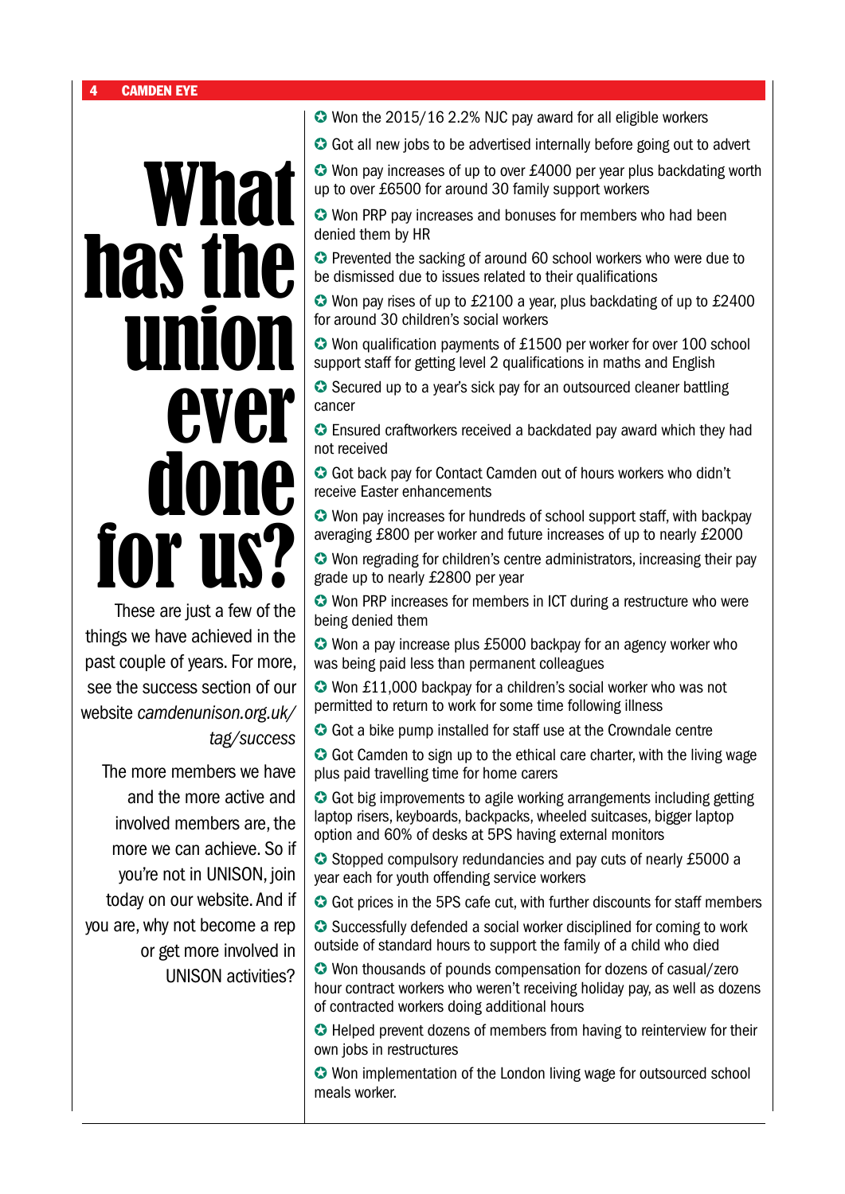# What has the union ever done for us?

These are just a few of the things we have achieved in the past couple of years. For more, see the success section of our website *camdenunison.org.uk/tag/success*

The more members we have and the more active and involved members are, the more we can achieve. So if you're not in UNISON, join today on our website. And if you are, why not become a rep or get more involved in UNISON activities?

- Won the 2015/16 2.2% NJC pay award for all eligible workers
- Got all new jobs to be advertised internally before going out to advert
- Won pay increases of up to over £4000 per year plus backdating worth up to over £6500 for around 30 family support workers
- Won PRP pay increases and bonuses for members who had been denied them by HR
- Prevented the sacking of around 60 school workers who were due to be dismissed due to issues related to their qualifications
- Won pay rises of up to £2100 a year, plus backdating of up to £2400 for around 30 children's social workers
- Won qualification payments of £1500 per worker for over 100 school support staff for getting level 2 qualifications in maths and English
- Secured up to a year's sick pay for an outsourced cleaner battling cancer
- Ensured craftworkers received a backdated pay award which they had not received
- Got back pay for Contact Camden out of hours workers who didn't receive Easter enhancements
- Won pay increases for hundreds of school support staff, with backpay averaging £800 per worker and future increases of up to nearly £2000
- Won regrading for children's centre administrators, increasing their pay grade up to nearly £2800 per year
- Won PRP increases for members in ICT during a restructure who were being denied them
- Won a pay increase plus £5000 backpay for an agency worker who was being paid less than permanent colleagues
- Won £11,000 backpay for a children's social worker who was not permitted to return to work for some time following illness
- Got a bike pump installed for staff use at the Crowndale centre
- Got Camden to sign up to the ethical care charter, with the living wage plus paid travelling time for home carers
- Got big improvements to agile working arrangements including getting laptop risers, keyboards, backpacks, wheeled suitcases, bigger laptop option and 60% of desks at 5PS having external monitors
- Stopped compulsory redundancies and pay cuts of nearly £5000 a year each for youth offending service workers
- Got prices in the 5PS cafe cut, with further discounts for staff members
- Successfully defended a social worker disciplined for coming to work outside of standard hours to support the family of a child who died
- Won thousands of pounds compensation for dozens of casual/zero hour contract workers who weren't receiving holiday pay, as well as dozens of contracted workers doing additional hours
- Helped prevent dozens of members from having to reinterview for their own jobs in restructures
- Won implementation of the London living wage for outsourced school meals worker.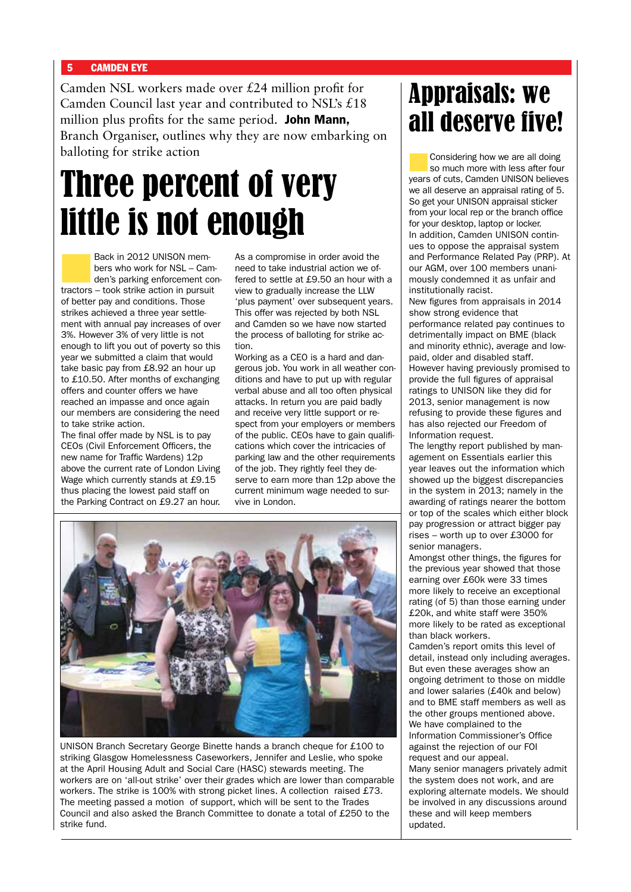Camden NSL workers made over £24 million profit for Camden Council last year and contributed to NSL's £18 million plus profits for the same period. **John Mann,** Branch Organiser, outlines why they are now embarking on balloting for strike action

# Three percent of very little is not enough

Back in 2012 UNISON members who work for NSL – Camden's parking enforcement contractors – took strike action in pursuit of better pay and conditions. Those strikes achieved a three year settlement with annual pay increases of over 3%. However 3% of very little is not enough to lift you out of poverty so this year we submitted a claim that would take basic pay from £8.92 an hour up to £10.50. After months of exchanging offers and counter offers we have reached an impasse and once again our members are considering the need to take strike action.

The final offer made by NSL is to pay CEOs (Civil Enforcement Officers, the new name for Traffic Wardens) 12p above the current rate of London Living Wage which currently stands at £9.15 thus placing the lowest paid staff on the Parking Contract on £9.27 an hour.

As a compromise in order avoid the need to take industrial action we offered to settle at £9.50 an hour with a view to gradually increase the LLW 'plus payment' over subsequent years. This offer was rejected by both NSL and Camden so we have now started the process of balloting for strike action.

Working as a CEO is a hard and dangerous job. You work in all weather conditions and have to put up with regular verbal abuse and all too often physical attacks. In return you are paid badly and receive very little support or respect from your employers or members of the public. CEOs have to gain qualifications which cover the intricacies of parking law and the other requirements of the job. They rightly feel they deserve to earn more than 12p above the current minimum wage needed to survive in London.

UNISON Branch Secretary George Binette hands a branch cheque for £100 to striking Glasgow Homelessness Caseworkers, Jennifer and Leslie, who spoke at the April Housing Adult and Social Care (HASC) stewards meeting. The workers are on 'all-out strike' over their grades which are lower than comparable workers. The strike is 100% with strong picket lines. A collection raised £73. The meeting passed a motion of support, which will be sent to the Trades Council and also asked the Branch Committee to donate a total of £250 to the strike fund.

# Appraisals: we all deserve five!

Considering how we are all doing so much more with less after four years of cuts, Camden UNISON believes we all deserve an appraisal rating of 5. So get your UNISON appraisal sticker from your local rep or the branch office for your desktop, laptop or locker.

In addition, Camden UNISON continues to oppose the appraisal system and Performance Related Pay (PRP). At our AGM, over 100 members unanimously condemned it as unfair and institutionally racist.

New figures from appraisals in 2014 show strong evidence that performance related pay continues to detrimentally impact on BME (black and minority ethnic), average and low-paid, older and disabled staff.

However having previously promised to provide the full figures of appraisal ratings to UNISON like they did for 2013, senior management is now refusing to provide these figures and has also rejected our Freedom of Information request.

The lengthy report published by management on Essentials earlier this year leaves out the information which showed up the biggest discrepancies in the system in 2013; namely in the awarding of ratings nearer the bottom or top of the scales which either block pay progression or attract bigger pay rises – worth up to over £3000 for senior managers.

Amongst other things, the figures for the previous year showed that those earning over £60k were 33 times more likely to receive an exceptional rating (of 5) than those earning under £20k, and white staff were 350% more likely to be rated as exceptional than black workers.

Camden's report omits this level of detail, instead only including averages. But even these averages show an ongoing detriment to those on middle and lower salaries (£40k and below) and to BME staff members as well as the other groups mentioned above.

We have complained to the Information Commissioner's Office against the rejection of our FOI request and our appeal.

Many senior managers privately admit the system does not work, and are exploring alternate models. We should be involved in any discussions around these and will keep members updated.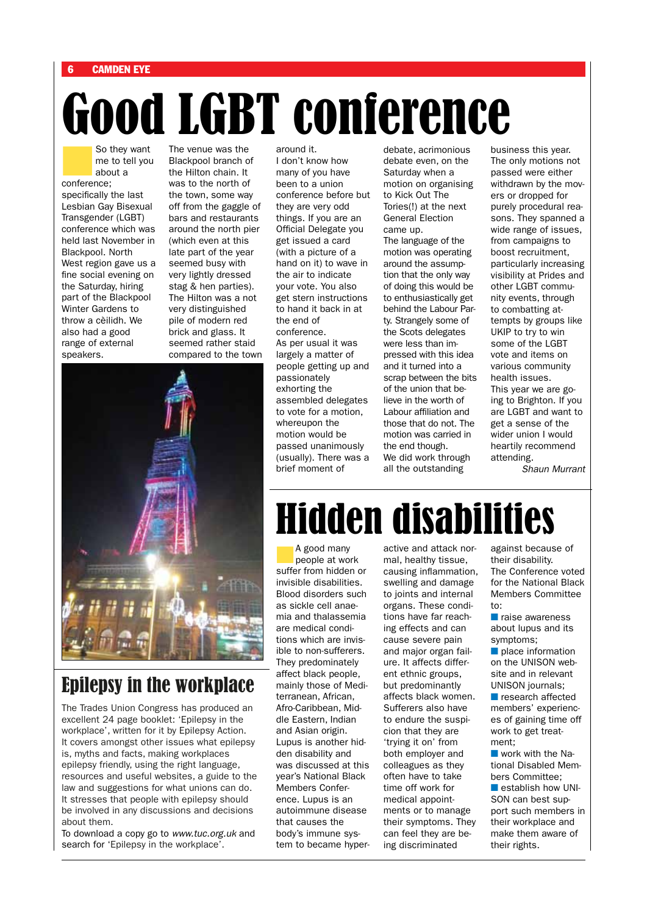# Good LGBT conference

So they want me to tell you about a conference; specifically the last Lesbian Gay Bisexual Transgender (LGBT) conference which was held last November in Blackpool. North West region gave us a fine social evening on the Saturday, hiring part of the Blackpool Winter Gardens to throw a cèilidh. We also had a good range of external speakers.

The venue was the Blackpool branch of the Hilton chain. It was to the north of the town, some way off from the gaggle of bars and restaurants around the north pier (which even at this late part of the year seemed busy with very lightly dressed stag & hen parties). The Hilton was a not very distinguished pile of modern red brick and glass. It seemed rather staid compared to the town around it.

I don't know how many of you have been to a union conference before but they are very odd things. If you are an Official Delegate you get issued a card (with a picture of a hand on it) to wave in the air to indicate your vote. You also get stern instructions to hand it back in at the end of conference.

As per usual it was largely a matter of people getting up and passionately exhorting the assembled delegates to vote for a motion, whereupon the motion would be passed unanimously (usually). There was a brief moment of debate, acrimonious debate even, on the Saturday when a motion on organising to Kick Out The Tories(!) at the next General Election came up.

The language of the motion was operating around the assumption that the only way of doing this would be to enthusiastically get behind the Labour Party. Strangely some of the Scots delegates were less than impressed with this idea and it turned into a scrap between the bits of the union that believe in the worth of Labour affiliation and those that do not. The motion was carried in the end though.

We did work through all the outstanding business this year. The only motions not passed were either withdrawn by the movers or dropped for purely procedural reasons. They spanned a wide range of issues, from campaigns to boost recruitment, particularly increasing visibility at Prides and other LGBT community events, through to combatting attempts by groups like UKIP to try to win some of the LGBT vote and items on various community health issues.

This year we are going to Brighton. If you are LGBT and want to get a sense of the wider union I would heartily recommend attending.

*Shaun Murrant*

## Epilepsy in the workplace

The Trades Union Congress has produced an excellent 24 page booklet: 'Epilepsy in the workplace', written for it by Epilepsy Action. It covers amongst other issues what epilepsy is, myths and facts, making workplaces epilepsy friendly, using the right language, resources and useful websites, a guide to the law and suggestions for what unions can do. It stresses that people with epilepsy should be involved in any discussions and decisions about them.

To download a copy go to *www.tuc.org.uk* and search for 'Epilepsy in the workplace'.

# Hidden disabilities

A good many people at work suffer from hidden or invisible disabilities. Blood disorders such as sickle cell anaemia and thalassemia are medical conditions which are invisible to non-sufferers. They predominately affect black people, mainly those of Mediterranean, African, Afro-Caribbean, Middle Eastern, Indian and Asian origin.

Lupus is another hidden disability and was discussed at this year's National Black Members Conference. Lupus is an autoimmune disease that causes the body's immune system to became hyperactive and attack normal, healthy tissue, causing inflammation, swelling and damage to joints and internal organs. These conditions have far reaching effects and can cause severe pain and major organ failure. It affects different ethnic groups, but predominantly affects black women. Sufferers also have to endure the suspicion that they are 'trying it on' from both employer and colleagues as they often have to take time off work for medical appointments or to manage their symptoms. They can feel they are being discriminated against because of their disability.

The Conference voted for the National Black Members Committee to:

- raise awareness about lupus and its symptoms;
- place information on the UNISON website and in relevant UNISON journals;
- research affected members' experiences of gaining time off work to get treatment;
- work with the National Disabled Members Committee;
- establish how UNISON can best support such members in their workplace and make them aware of their rights.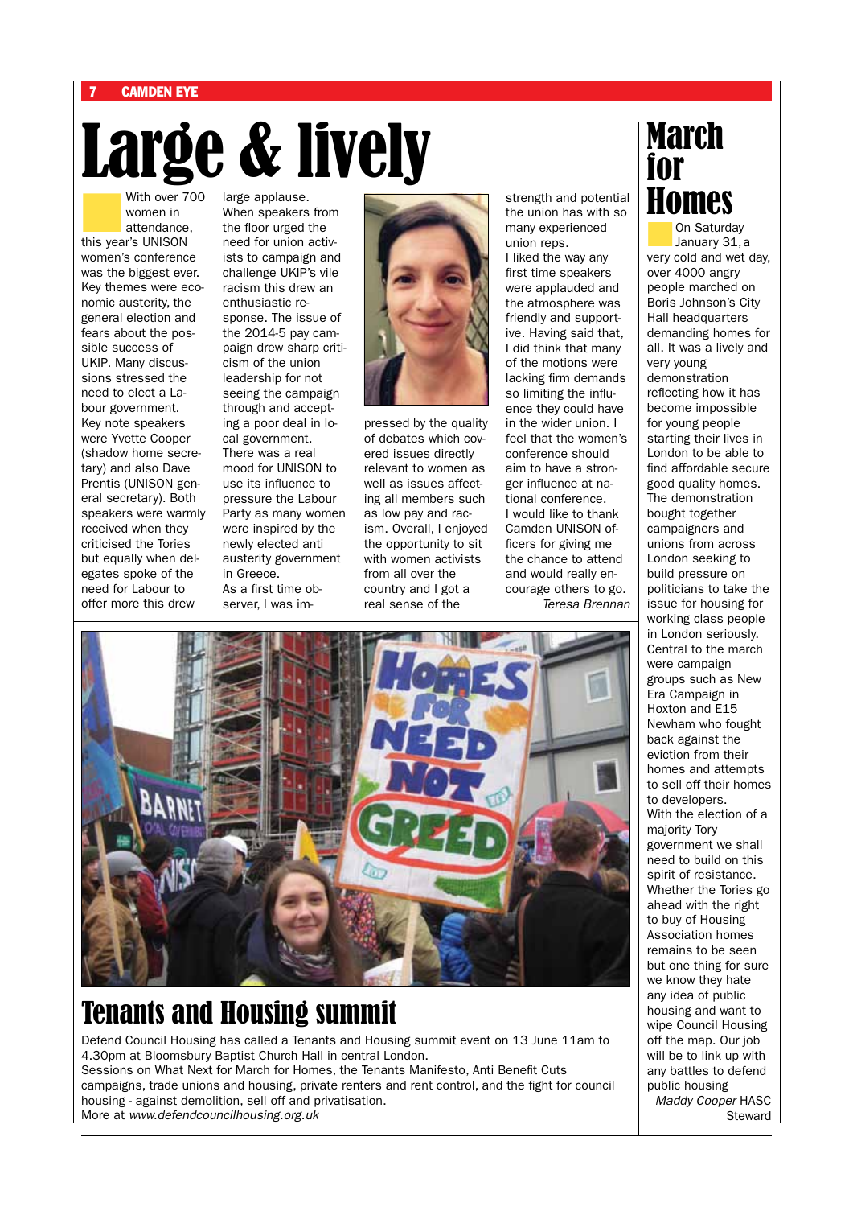# Large & lively

With over 700 women in attendance, this year's UNISON women's conference was the biggest ever. Key themes were economic austerity, the general election and fears about the possible success of UKIP. Many discussions stressed the need to elect a Labour government. Key note speakers were Yvette Cooper (shadow home secretary) and also Dave Prentis (UNISON general secretary). Both speakers were warmly received when they criticised the Tories but equally when delegates spoke of the need for Labour to offer more this drew large applause.

When speakers from the floor urged the need for union activists to campaign and challenge UKIP's vile racism this drew an enthusiastic response. The issue of the 2014-5 pay campaign drew sharp criticism of the union leadership for not seeing the campaign through and accepting a poor deal in local government.

There was a real mood for UNISON to use its influence to pressure the Labour Party as many women were inspired by the newly elected anti austerity government in Greece.

As a first time observer, I was impressed by the quality of debates which covered issues directly relevant to women as well as issues affecting all members such as low pay and racism. Overall, I enjoyed the opportunity to sit with women activists from all over the country and I got a real sense of the strength and potential the union has with so many experienced union reps.

I liked the way any first time speakers were applauded and the atmosphere was friendly and supportive. Having said that, I did think that many of the motions were lacking firm demands so limiting the influence they could have in the wider union. I feel that the women's conference should aim to have a stronger influence at national conference.

I would like to thank Camden UNISON officers for giving me the chance to attend and would really encourage others to go.

*Teresa Brennan*

# March for Homes

On Saturday January 31, a very cold and wet day, over 4000 angry people marched on Boris Johnson's City Hall headquarters demanding homes for all. It was a lively and very young demonstration reflecting how it has become impossible for young people starting their lives in London to be able to find affordable secure good quality homes.

The demonstration bought together campaigners and unions from across London seeking to build pressure on politicians to take the issue for housing for working class people in London seriously.

Central to the march were campaign groups such as New Era Campaign in Hoxton and E15 Newham who fought back against the eviction from their homes and attempts to sell off their homes to developers.

With the election of a majority Tory government we shall need to build on this spirit of resistance. Whether the Tories go ahead with the right to buy of Housing Association homes remains to be seen but one thing for sure we know they hate any idea of public housing and want to wipe Council Housing off the map. Our job will be to link up with any battles to defend public housing

*Maddy Cooper* HASC Steward

# Tenants and Housing summit

Defend Council Housing has called a Tenants and Housing summit event on 13 June 11am to 4.30pm at Bloomsbury Baptist Church Hall in central London.

Sessions on What Next for March for Homes, the Tenants Manifesto, Anti Benefit Cuts campaigns, trade unions and housing, private renters and rent control, and the fight for council housing - against demolition, sell off and privatisation.

More at *www.defendcouncilhousing.org.uk*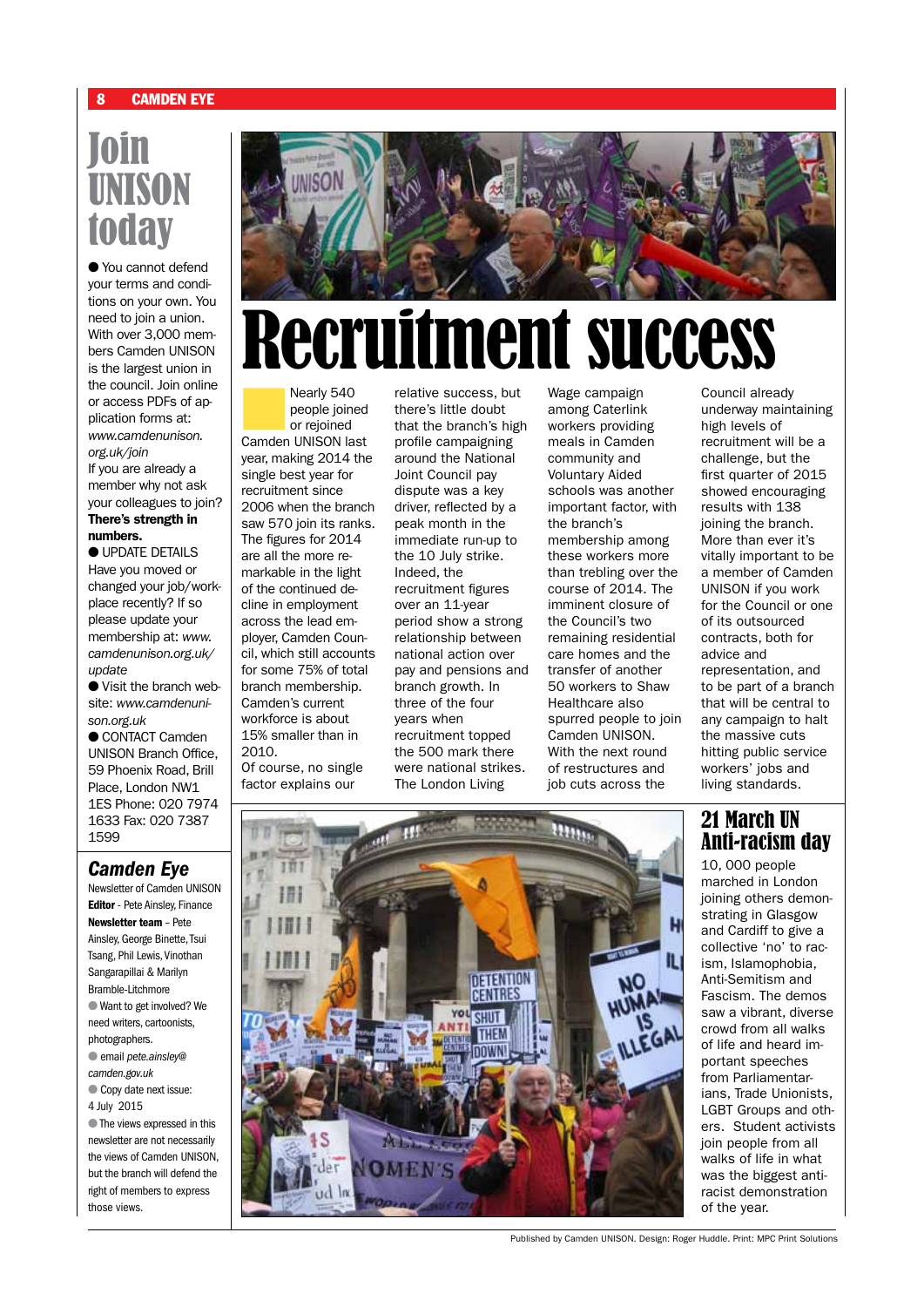# Join UNISON today

● You cannot defend your terms and conditions on your own. You need to join a union. With over 3,000 members Camden UNISON is the largest union in the council. Join online or access PDFs of application forms at: *www.camdenunison.org.uk/join*

If you are already a member why not ask your colleagues to join? **There's strength in numbers.**

● UPDATE DETAILS Have you moved or changed your job/workplace recently? If so please update your membership at: *www.camdenunison.org.uk/update*

● Visit the branch website: *www.camdenunison.org.uk*

● CONTACT Camden UNISON Branch Office, 59 Phoenix Road, Brill Place, London NW1 1ES Phone: 020 7974 1633 Fax: 020 7387 1599

## *Camden Eye*

Newsletter of Camden UNISON

**Editor** - Pete Ainsley, Finance

**Newsletter team** – Pete Ainsley, George Binette, Tsui Tsang, Phil Lewis, Vinothan Sangarapillai & Marilyn Bramble-Litchmore

● Want to get involved? We need writers, cartoonists, photographers.

● email *pete.ainsley@camden.gov.uk*

● Copy date next issue: 4 July 2015

● The views expressed in this newsletter are not necessarily the views of Camden UNISON, but the branch will defend the right of members to express those views.

# Recruitment success

Nearly 540 people joined or rejoined Camden UNISON last year, making 2014 the single best year for recruitment since 2006 when the branch saw 570 join its ranks. The figures for 2014 are all the more remarkable in the light of the continued decline in employment across the lead employer, Camden Council, which still accounts for some 75% of total branch membership. Camden's current workforce is about 15% smaller than in 2010.

Of course, no single factor explains our relative success, but there's little doubt that the branch's high profile campaigning around the National Joint Council pay dispute was a key driver, reflected by a peak month in the immediate run-up to the 10 July strike. Indeed, the recruitment figures over an 11-year period show a strong relationship between national action over pay and pensions and branch growth. In three of the four years when recruitment topped the 500 mark there were national strikes. The London Living Wage campaign among Caterlink workers providing meals in Camden community and Voluntary Aided schools was another important factor, with the branch's membership among these workers more than trebling over the course of 2014. The imminent closure of the Council's two remaining residential care homes and the transfer of another 50 workers to Shaw Healthcare also spurred people to join Camden UNISON. With the next round of restructures and job cuts across the Council already underway maintaining high levels of recruitment will be a challenge, but the first quarter of 2015 showed encouraging results with 138 joining the branch. More than ever it's vitally important to be a member of Camden UNISON if you work for the Council or one of its outsourced contracts, both for advice and representation, and to be part of a branch that will be central to any campaign to halt the massive cuts hitting public service workers' jobs and living standards.

## 21 March UN Anti-racism day

10, 000 people marched in London joining others demonstrating in Glasgow and Cardiff to give a collective 'no' to racism, Islamophobia, Anti-Semitism and Fascism. The demos saw a vibrant, diverse crowd from all walks of life and heard important speeches from Parliamentarians, Trade Unionists, LGBT Groups and others. Student activists join people from all walks of life in what was the biggest anti-racist demonstration of the year.

Published by Camden UNISON. Design: Roger Huddle. Print: MPC Print Solutions